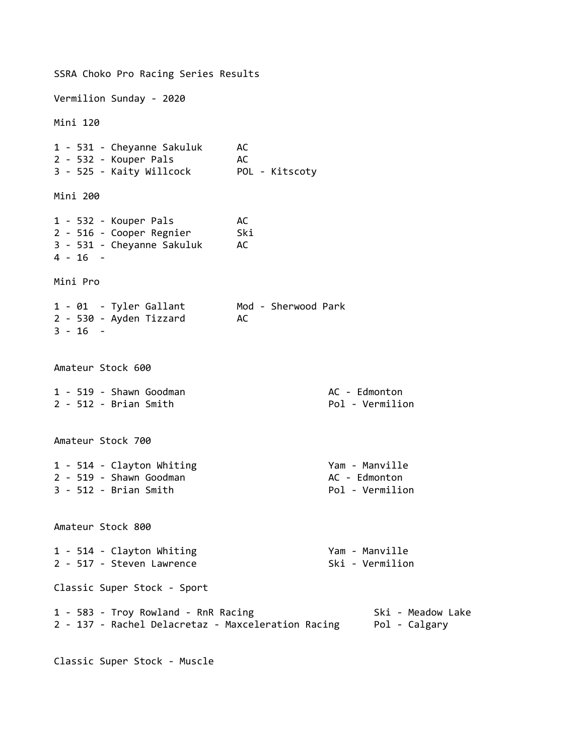SSRA Choko Pro Racing Series Results

Vermilion Sunday - 2020

Mini 120

1 - 531 - Cheyanne Sakuluk      AC
2 - 532 - Kouper Pals           AC
3 - 525 - Kaity Willcock        POL - Kitscoty

Mini 200

1 - 532 - Kouper Pals           AC
2 - 516 - Cooper Regnier        Ski
3 - 531 - Cheyanne Sakuluk      AC
4 - 16  -

Mini Pro

1 - 01  - Tyler Gallant         Mod - Sherwood Park
2 - 530 - Ayden Tizzard         AC
3 - 16  -

Amateur Stock 600

1 - 519 - Shawn Goodman         AC - Edmonton
2 - 512 - Brian Smith           Pol - Vermilion

Amateur Stock 700

1 - 514 - Clayton Whiting       Yam - Manville
2 - 519 - Shawn Goodman         AC - Edmonton
3 - 512 - Brian Smith           Pol - Vermilion

Amateur Stock 800

1 - 514 - Clayton Whiting       Yam - Manville
2 - 517 - Steven Lawrence       Ski - Vermilion

Classic Super Stock - Sport

1 - 583 - Troy Rowland - RnR Racing                   Ski - Meadow Lake
2 - 137 - Rachel Delacretaz - Maxceleration Racing    Pol - Calgary

Classic Super Stock - Muscle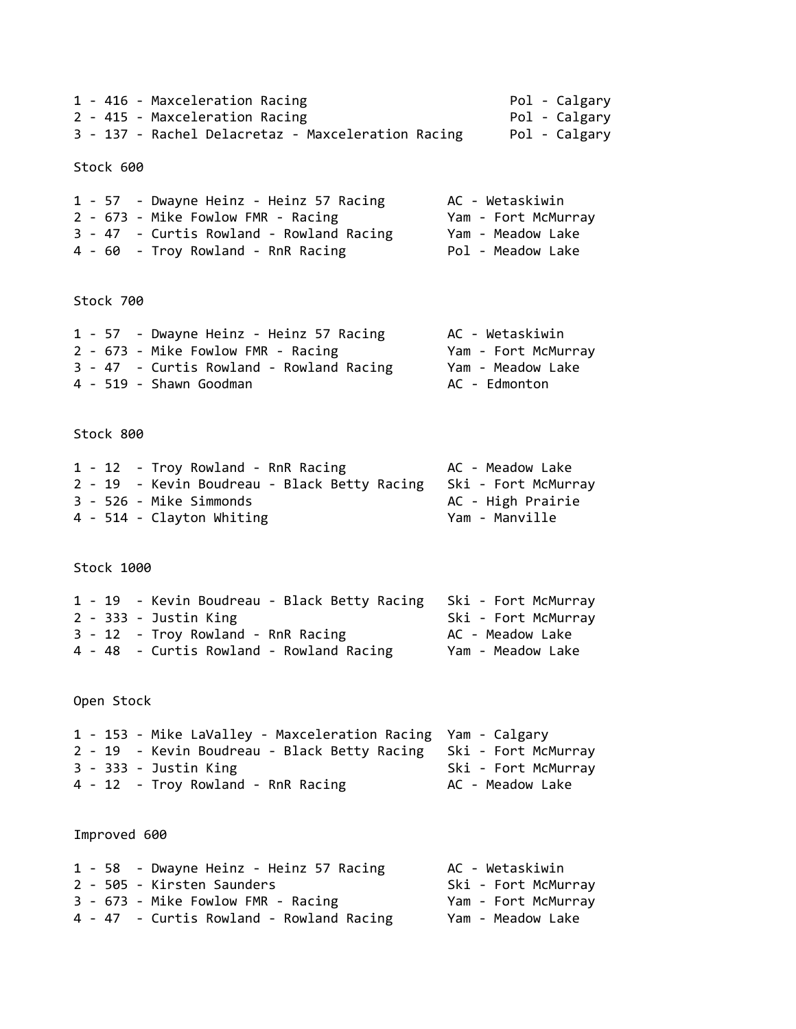1 - 416 - Maxceleration Racing Pol - Calgary
2 - 415 - Maxceleration Racing Pol - Calgary
3 - 137 - Rachel Delacretaz - Maxceleration Racing Pol - Calgary

Stock 600

1 - 57 - Dwayne Heinz - Heinz 57 Racing AC - Wetaskiwin
2 - 673 - Mike Fowlow FMR - Racing Yam - Fort McMurray
3 - 47 - Curtis Rowland - Rowland Racing Yam - Meadow Lake
4 - 60 - Troy Rowland - RnR Racing Pol - Meadow Lake

Stock 700

1 - 57 - Dwayne Heinz - Heinz 57 Racing AC - Wetaskiwin
2 - 673 - Mike Fowlow FMR - Racing Yam - Fort McMurray
3 - 47 - Curtis Rowland - Rowland Racing Yam - Meadow Lake
4 - 519 - Shawn Goodman AC - Edmonton

Stock 800

1 - 12 - Troy Rowland - RnR Racing AC - Meadow Lake
2 - 19 - Kevin Boudreau - Black Betty Racing Ski - Fort McMurray
3 - 526 - Mike Simmonds AC - High Prairie
4 - 514 - Clayton Whiting Yam - Manville

Stock 1000

1 - 19 - Kevin Boudreau - Black Betty Racing Ski - Fort McMurray
2 - 333 - Justin King Ski - Fort McMurray
3 - 12 - Troy Rowland - RnR Racing AC - Meadow Lake
4 - 48 - Curtis Rowland - Rowland Racing Yam - Meadow Lake

Open Stock

1 - 153 - Mike LaValley - Maxceleration Racing Yam - Calgary
2 - 19 - Kevin Boudreau - Black Betty Racing Ski - Fort McMurray
3 - 333 - Justin King Ski - Fort McMurray
4 - 12 - Troy Rowland - RnR Racing AC - Meadow Lake

Improved 600

1 - 58 - Dwayne Heinz - Heinz 57 Racing AC - Wetaskiwin
2 - 505 - Kirsten Saunders Ski - Fort McMurray
3 - 673 - Mike Fowlow FMR - Racing Yam - Fort McMurray
4 - 47 - Curtis Rowland - Rowland Racing Yam - Meadow Lake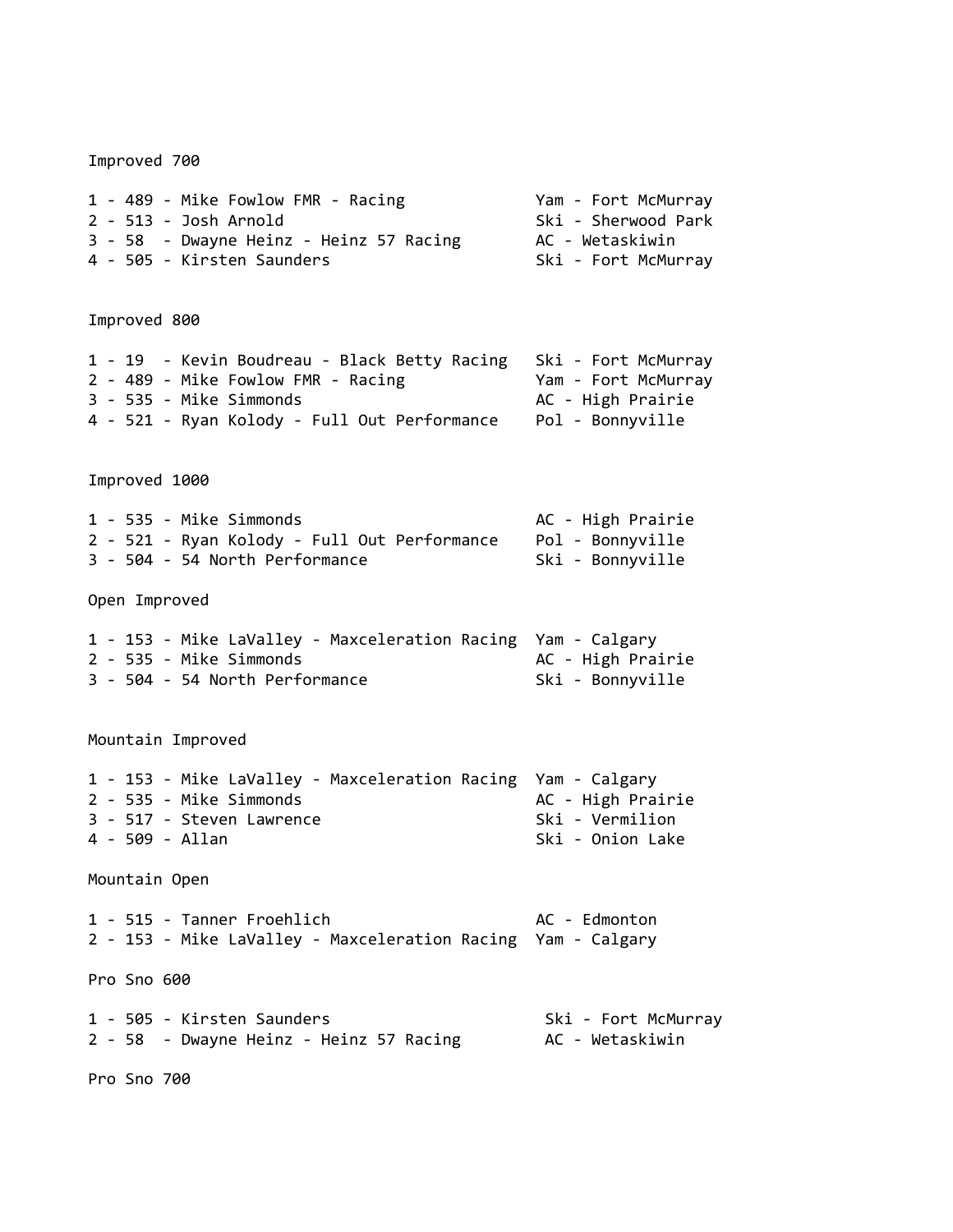Improved 700

1 - 489 - Mike Fowlow FMR - Racing            Yam - Fort McMurray
2 - 513 - Josh Arnold                         Ski - Sherwood Park
3 - 58  - Dwayne Heinz - Heinz 57 Racing      AC - Wetaskiwin
4 - 505 - Kirsten Saunders                    Ski - Fort McMurray

Improved 800

1 - 19  - Kevin Boudreau - Black Betty Racing   Ski - Fort McMurray
2 - 489 - Mike Fowlow FMR - Racing              Yam - Fort McMurray
3 - 535 - Mike Simmonds                         AC - High Prairie
4 - 521 - Ryan Kolody - Full Out Performance    Pol - Bonnyville

Improved 1000

1 - 535 - Mike Simmonds                         AC - High Prairie
2 - 521 - Ryan Kolody - Full Out Performance    Pol - Bonnyville
3 - 504 - 54 North Performance                  Ski - Bonnyville

Open Improved

1 - 153 - Mike LaValley - Maxceleration Racing  Yam - Calgary
2 - 535 - Mike Simmonds                         AC - High Prairie
3 - 504 - 54 North Performance                  Ski - Bonnyville

Mountain Improved

1 - 153 - Mike LaValley - Maxceleration Racing  Yam - Calgary
2 - 535 - Mike Simmonds                         AC - High Prairie
3 - 517 - Steven Lawrence                       Ski - Vermilion
4 - 509 - Allan                                 Ski - Onion Lake

Mountain Open

1 - 515 - Tanner Froehlich                      AC - Edmonton
2 - 153 - Mike LaValley - Maxceleration Racing  Yam - Calgary

Pro Sno 600

1 - 505 - Kirsten Saunders                      Ski - Fort McMurray
2 - 58  - Dwayne Heinz - Heinz 57 Racing        AC - Wetaskiwin

Pro Sno 700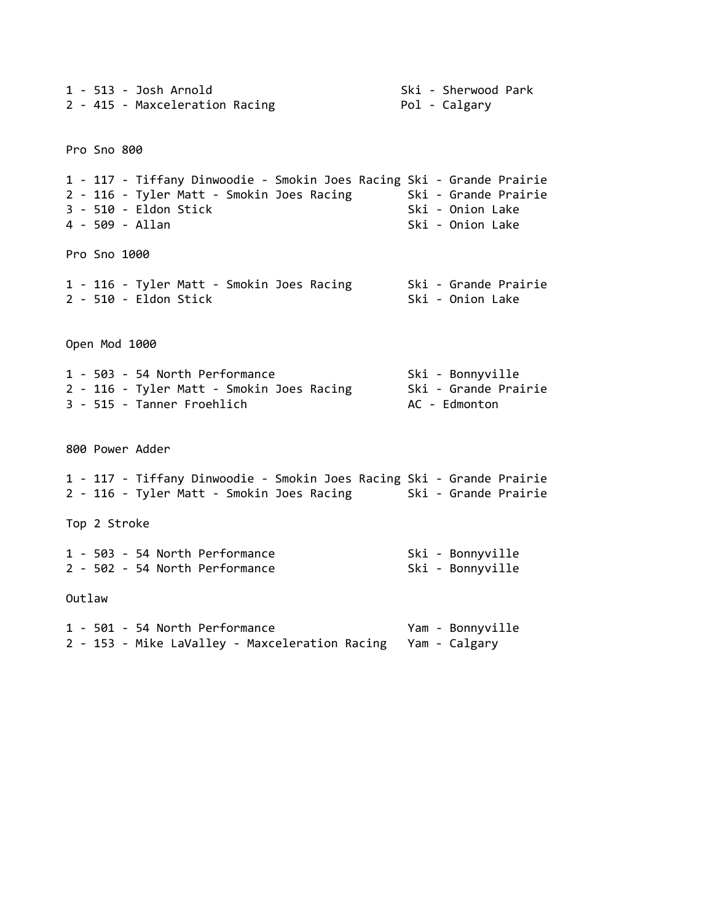1 - 513 - Josh Arnold Ski - Sherwood Park
2 - 415 - Maxceleration Racing Pol - Calgary

Pro Sno 800

1 - 117 - Tiffany Dinwoodie - Smokin Joes Racing Ski - Grande Prairie
2 - 116 - Tyler Matt - Smokin Joes Racing Ski - Grande Prairie
3 - 510 - Eldon Stick Ski - Onion Lake
4 - 509 - Allan Ski - Onion Lake

Pro Sno 1000

1 - 116 - Tyler Matt - Smokin Joes Racing Ski - Grande Prairie
2 - 510 - Eldon Stick Ski - Onion Lake

Open Mod 1000

1 - 503 - 54 North Performance Ski - Bonnyville
2 - 116 - Tyler Matt - Smokin Joes Racing Ski - Grande Prairie
3 - 515 - Tanner Froehlich AC - Edmonton

800 Power Adder

1 - 117 - Tiffany Dinwoodie - Smokin Joes Racing Ski - Grande Prairie
2 - 116 - Tyler Matt - Smokin Joes Racing Ski - Grande Prairie

Top 2 Stroke

1 - 503 - 54 North Performance Ski - Bonnyville
2 - 502 - 54 North Performance Ski - Bonnyville

Outlaw

1 - 501 - 54 North Performance Yam - Bonnyville
2 - 153 - Mike LaValley - Maxceleration Racing Yam - Calgary